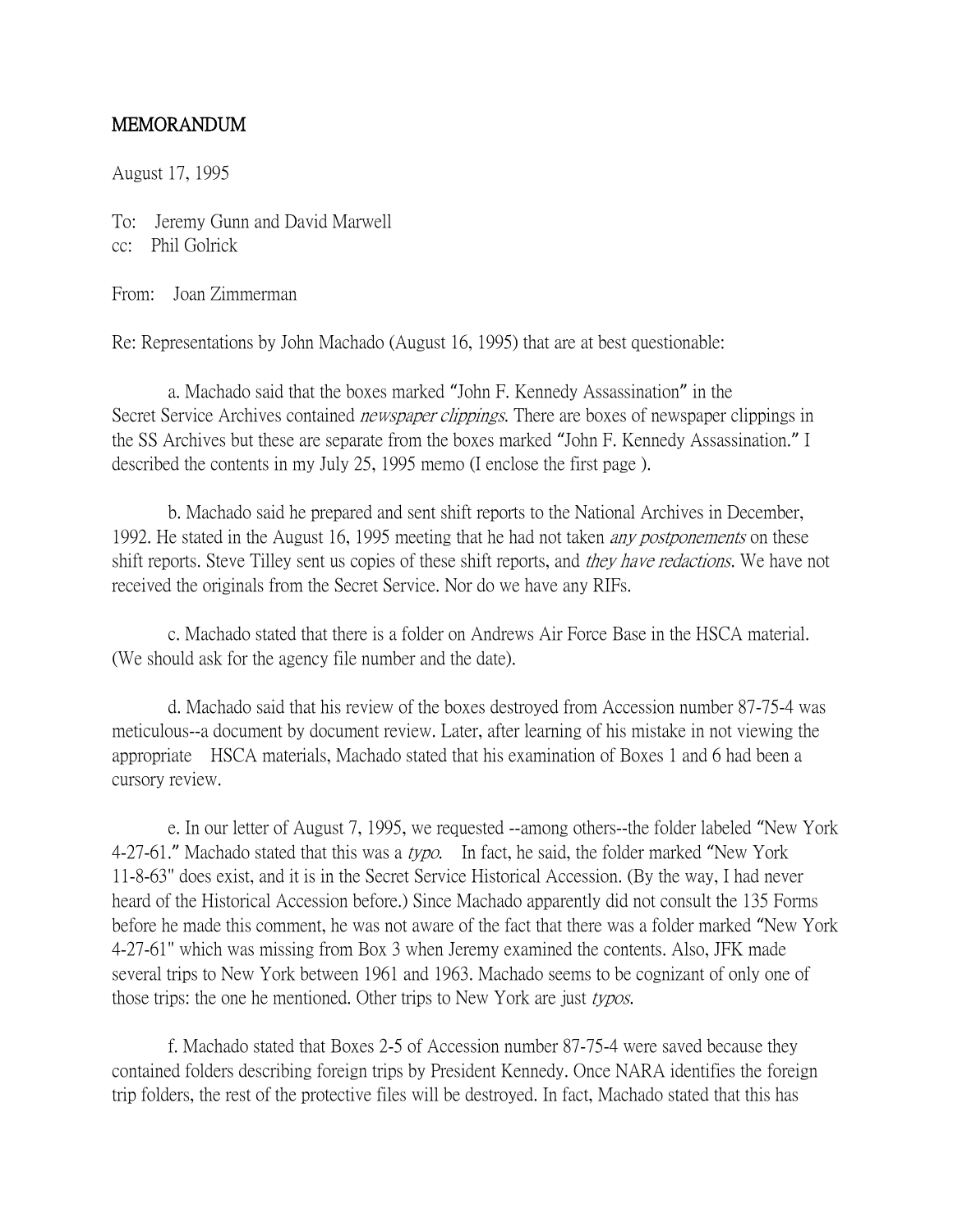# MEMORANDUM

August 17, 1995

To: Jeremy Gunn and David Marwell
cc: Phil Golrick

From: Joan Zimmerman

Re: Representations by John Machado (August 16, 1995) that are at best questionable:

a. Machado said that the boxes marked "John F. Kennedy Assassination" in the Secret Service Archives contained *newspaper clippings*. There are boxes of newspaper clippings in the SS Archives but these are separate from the boxes marked "John F. Kennedy Assassination." I described the contents in my July 25, 1995 memo (I enclose the first page ).

b. Machado said he prepared and sent shift reports to the National Archives in December, 1992. He stated in the August 16, 1995 meeting that he had not taken *any postponements* on these shift reports. Steve Tilley sent us copies of these shift reports, and *they have redactions*. We have not received the originals from the Secret Service. Nor do we have any RIFs.

c. Machado stated that there is a folder on Andrews Air Force Base in the HSCA material. (We should ask for the agency file number and the date).

d. Machado said that his review of the boxes destroyed from Accession number 87-75-4 was meticulous--a document by document review. Later, after learning of his mistake in not viewing the appropriate HSCA materials, Machado stated that his examination of Boxes 1 and 6 had been a cursory review.

e. In our letter of August 7, 1995, we requested --among others--the folder labeled "New York 4-27-61." Machado stated that this was a *typo*. In fact, he said, the folder marked "New York 11-8-63" does exist, and it is in the Secret Service Historical Accession. (By the way, I had never heard of the Historical Accession before.) Since Machado apparently did not consult the 135 Forms before he made this comment, he was not aware of the fact that there was a folder marked "New York 4-27-61" which was missing from Box 3 when Jeremy examined the contents. Also, JFK made several trips to New York between 1961 and 1963. Machado seems to be cognizant of only one of those trips: the one he mentioned. Other trips to New York are just *typos*.

f. Machado stated that Boxes 2-5 of Accession number 87-75-4 were saved because they contained folders describing foreign trips by President Kennedy. Once NARA identifies the foreign trip folders, the rest of the protective files will be destroyed. In fact, Machado stated that this has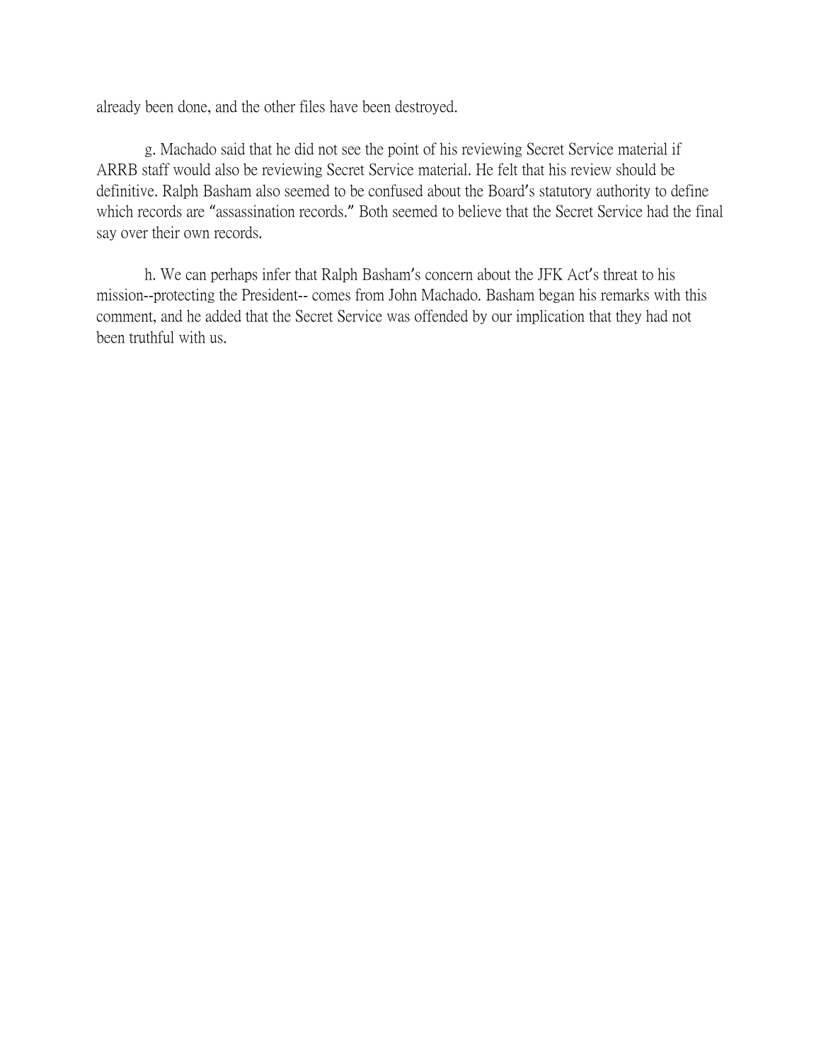already been done, and the other files have been destroyed.

g. Machado said that he did not see the point of his reviewing Secret Service material if ARRB staff would also be reviewing Secret Service material. He felt that his review should be definitive. Ralph Basham also seemed to be confused about the Board's statutory authority to define which records are "assassination records." Both seemed to believe that the Secret Service had the final say over their own records.

h. We can perhaps infer that Ralph Basham's concern about the JFK Act's threat to his mission--protecting the President-- comes from John Machado. Basham began his remarks with this comment, and he added that the Secret Service was offended by our implication that they had not been truthful with us.